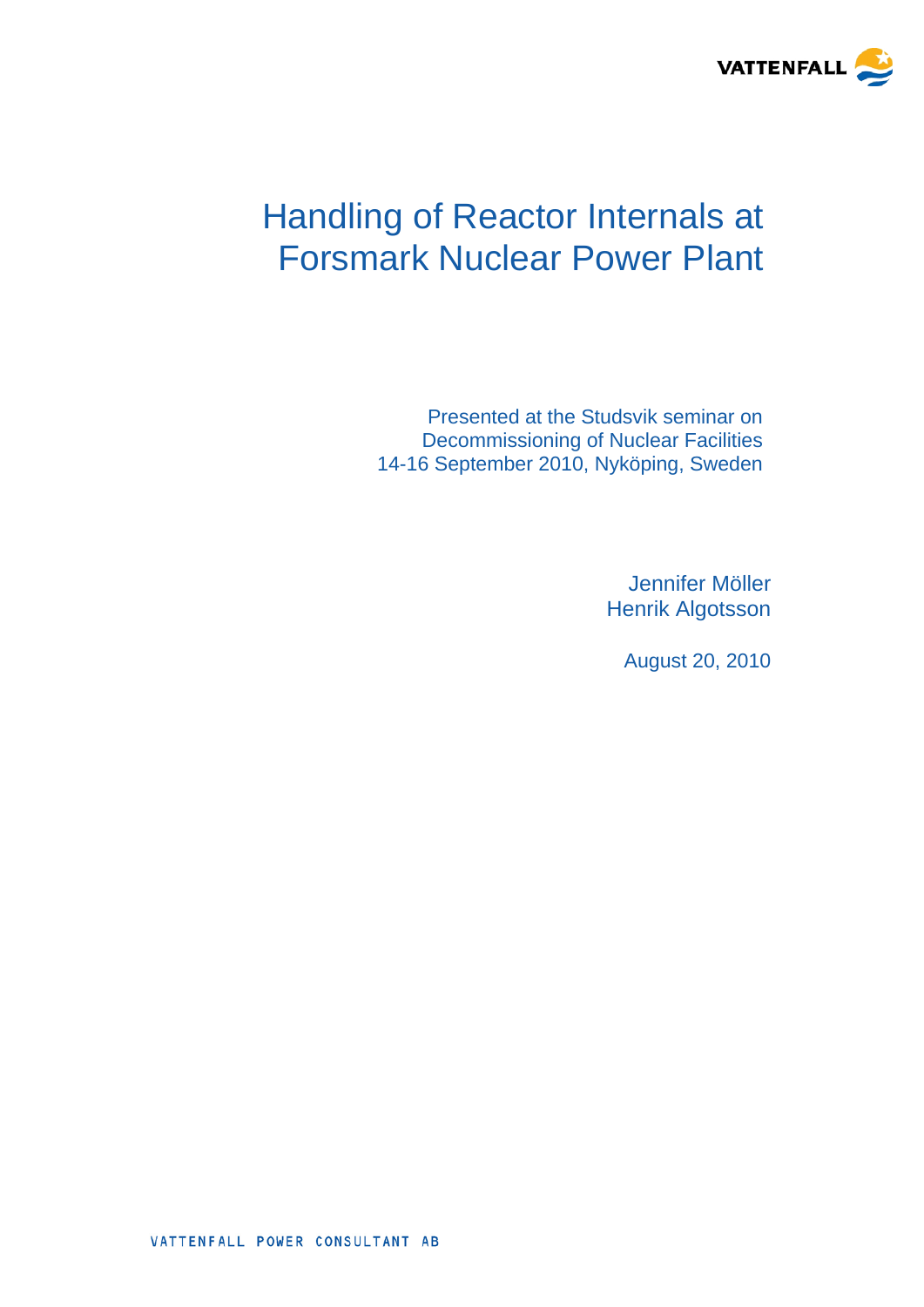# Handling of Reactor Internals at Forsmark Nuclear Power Plant

Presented at the Studsvik seminar on
Decommissioning of Nuclear Facilities
14-16 September 2010, Nyköping, Sweden

Jennifer Möller
Henrik Algotsson

August 20, 2010

VATTENFALL POWER CONSULTANT AB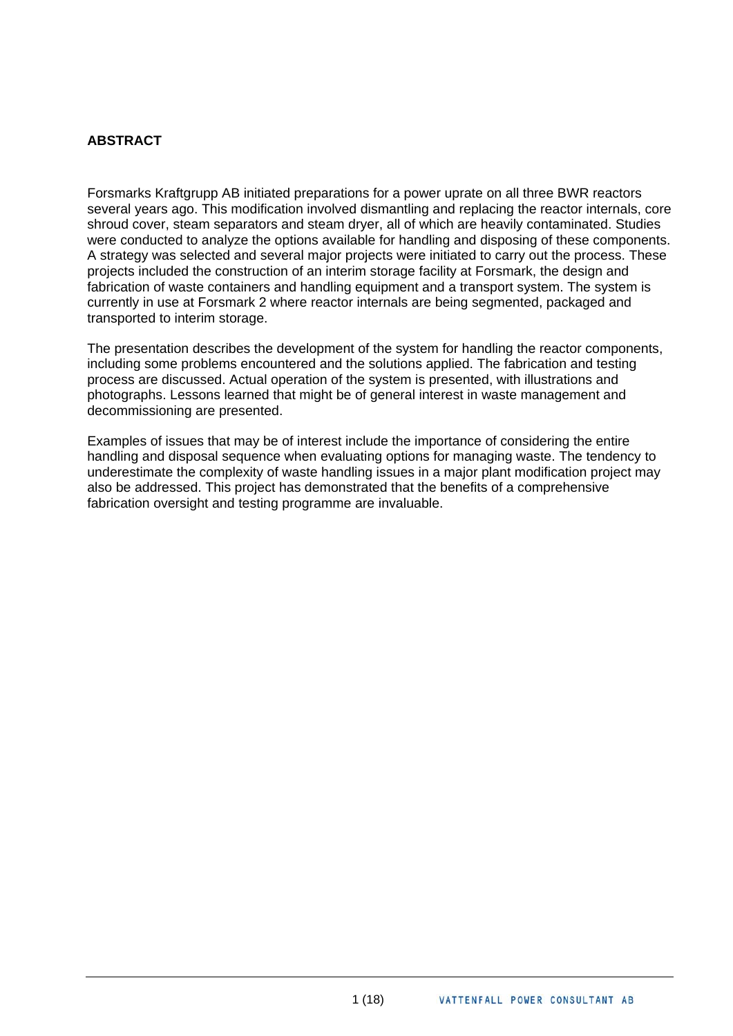## ABSTRACT

Forsmarks Kraftgrupp AB initiated preparations for a power uprate on all three BWR reactors several years ago. This modification involved dismantling and replacing the reactor internals, core shroud cover, steam separators and steam dryer, all of which are heavily contaminated. Studies were conducted to analyze the options available for handling and disposing of these components. A strategy was selected and several major projects were initiated to carry out the process. These projects included the construction of an interim storage facility at Forsmark, the design and fabrication of waste containers and handling equipment and a transport system. The system is currently in use at Forsmark 2 where reactor internals are being segmented, packaged and transported to interim storage.

The presentation describes the development of the system for handling the reactor components, including some problems encountered and the solutions applied. The fabrication and testing process are discussed. Actual operation of the system is presented, with illustrations and photographs. Lessons learned that might be of general interest in waste management and decommissioning are presented.

Examples of issues that may be of interest include the importance of considering the entire handling and disposal sequence when evaluating options for managing waste. The tendency to underestimate the complexity of waste handling issues in a major plant modification project may also be addressed. This project has demonstrated that the benefits of a comprehensive fabrication oversight and testing programme are invaluable.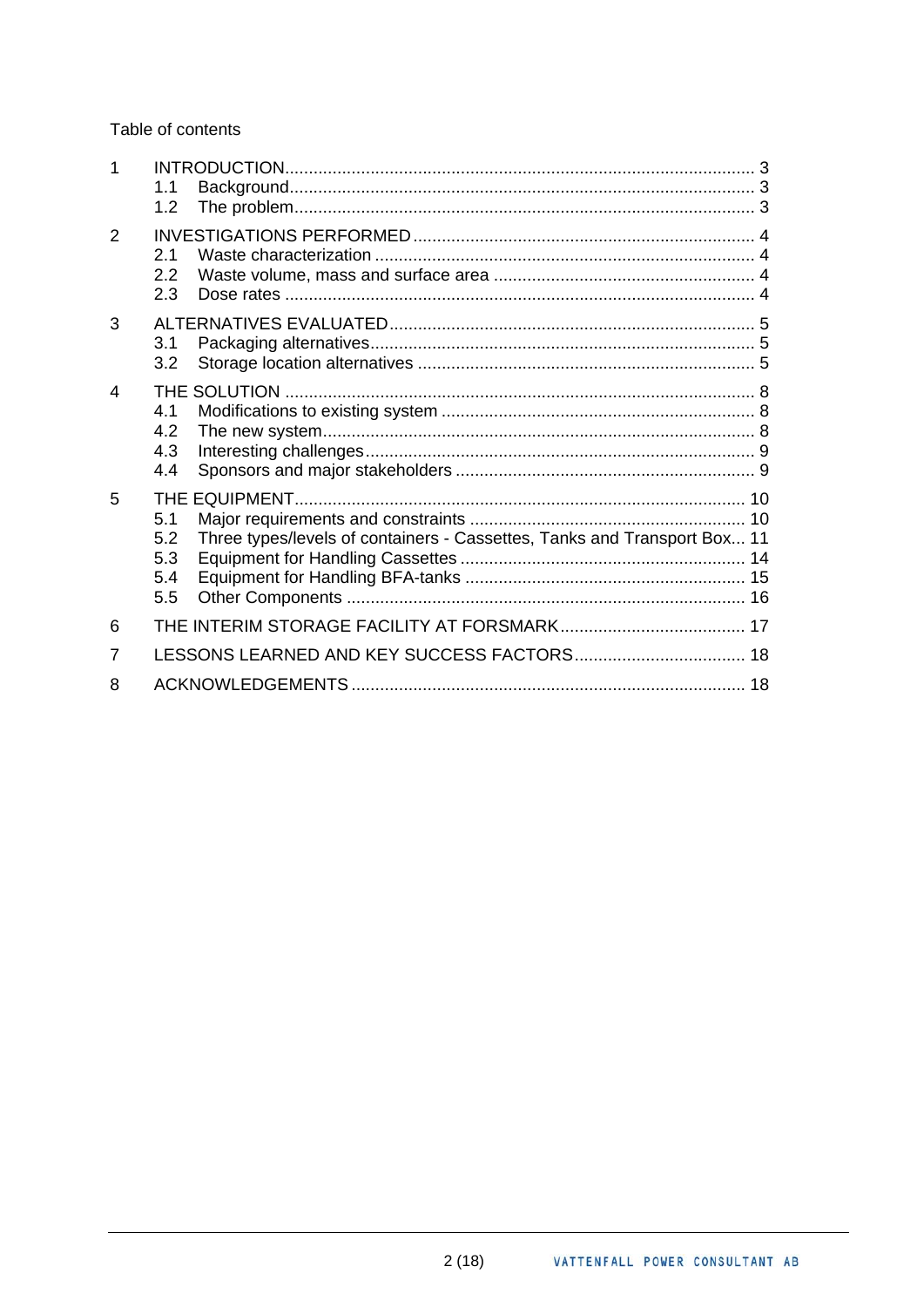Table of contents

| | | |
|---|---|---|
| 1 | INTRODUCTION | 3 |
| | 1.1 Background | 3 |
| | 1.2 The problem | 3 |
| 2 | INVESTIGATIONS PERFORMED | 4 |
| | 2.1 Waste characterization | 4 |
| | 2.2 Waste volume, mass and surface area | 4 |
| | 2.3 Dose rates | 4 |
| 3 | ALTERNATIVES EVALUATED | 5 |
| | 3.1 Packaging alternatives | 5 |
| | 3.2 Storage location alternatives | 5 |
| 4 | THE SOLUTION | 8 |
| | 4.1 Modifications to existing system | 8 |
| | 4.2 The new system | 8 |
| | 4.3 Interesting challenges | 9 |
| | 4.4 Sponsors and major stakeholders | 9 |
| 5 | THE EQUIPMENT | 10 |
| | 5.1 Major requirements and constraints | 10 |
| | 5.2 Three types/levels of containers - Cassettes, Tanks and Transport Box | 11 |
| | 5.3 Equipment for Handling Cassettes | 14 |
| | 5.4 Equipment for Handling BFA-tanks | 15 |
| | 5.5 Other Components | 16 |
| 6 | THE INTERIM STORAGE FACILITY AT FORSMARK | 17 |
| 7 | LESSONS LEARNED AND KEY SUCCESS FACTORS | 18 |
| 8 | ACKNOWLEDGEMENTS | 18 |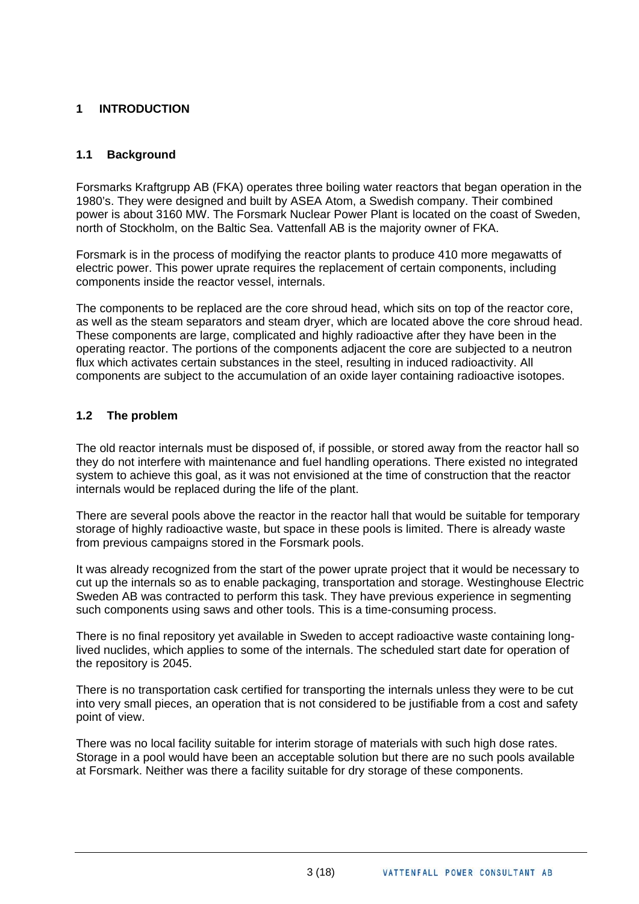# 1 INTRODUCTION

## 1.1 Background

Forsmarks Kraftgrupp AB (FKA) operates three boiling water reactors that began operation in the 1980's. They were designed and built by ASEA Atom, a Swedish company. Their combined power is about 3160 MW. The Forsmark Nuclear Power Plant is located on the coast of Sweden, north of Stockholm, on the Baltic Sea. Vattenfall AB is the majority owner of FKA.

Forsmark is in the process of modifying the reactor plants to produce 410 more megawatts of electric power. This power uprate requires the replacement of certain components, including components inside the reactor vessel, internals.

The components to be replaced are the core shroud head, which sits on top of the reactor core, as well as the steam separators and steam dryer, which are located above the core shroud head. These components are large, complicated and highly radioactive after they have been in the operating reactor. The portions of the components adjacent the core are subjected to a neutron flux which activates certain substances in the steel, resulting in induced radioactivity. All components are subject to the accumulation of an oxide layer containing radioactive isotopes.

## 1.2 The problem

The old reactor internals must be disposed of, if possible, or stored away from the reactor hall so they do not interfere with maintenance and fuel handling operations. There existed no integrated system to achieve this goal, as it was not envisioned at the time of construction that the reactor internals would be replaced during the life of the plant.

There are several pools above the reactor in the reactor hall that would be suitable for temporary storage of highly radioactive waste, but space in these pools is limited. There is already waste from previous campaigns stored in the Forsmark pools.

It was already recognized from the start of the power uprate project that it would be necessary to cut up the internals so as to enable packaging, transportation and storage. Westinghouse Electric Sweden AB was contracted to perform this task. They have previous experience in segmenting such components using saws and other tools. This is a time-consuming process.

There is no final repository yet available in Sweden to accept radioactive waste containing long-lived nuclides, which applies to some of the internals. The scheduled start date for operation of the repository is 2045.

There is no transportation cask certified for transporting the internals unless they were to be cut into very small pieces, an operation that is not considered to be justifiable from a cost and safety point of view.

There was no local facility suitable for interim storage of materials with such high dose rates. Storage in a pool would have been an acceptable solution but there are no such pools available at Forsmark. Neither was there a facility suitable for dry storage of these components.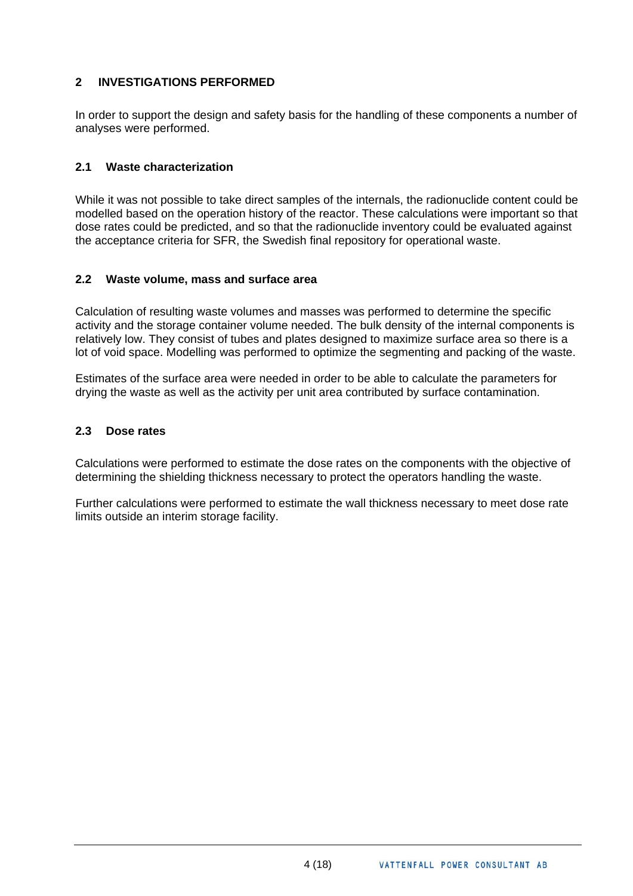## 2 INVESTIGATIONS PERFORMED

In order to support the design and safety basis for the handling of these components a number of analyses were performed.

### 2.1 Waste characterization

While it was not possible to take direct samples of the internals, the radionuclide content could be modelled based on the operation history of the reactor. These calculations were important so that dose rates could be predicted, and so that the radionuclide inventory could be evaluated against the acceptance criteria for SFR, the Swedish final repository for operational waste.

### 2.2 Waste volume, mass and surface area

Calculation of resulting waste volumes and masses was performed to determine the specific activity and the storage container volume needed. The bulk density of the internal components is relatively low. They consist of tubes and plates designed to maximize surface area so there is a lot of void space. Modelling was performed to optimize the segmenting and packing of the waste.

Estimates of the surface area were needed in order to be able to calculate the parameters for drying the waste as well as the activity per unit area contributed by surface contamination.

### 2.3 Dose rates

Calculations were performed to estimate the dose rates on the components with the objective of determining the shielding thickness necessary to protect the operators handling the waste.

Further calculations were performed to estimate the wall thickness necessary to meet dose rate limits outside an interim storage facility.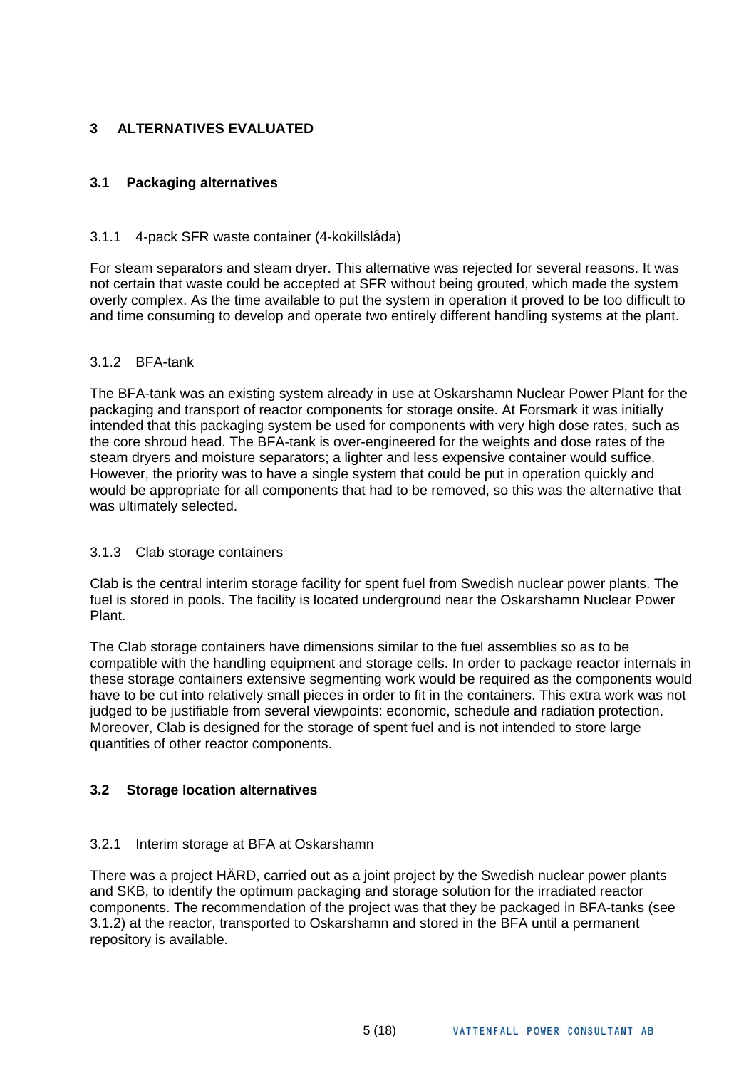# 3 ALTERNATIVES EVALUATED

## 3.1 Packaging alternatives

### 3.1.1 4-pack SFR waste container (4-kokillslåda)

For steam separators and steam dryer. This alternative was rejected for several reasons. It was not certain that waste could be accepted at SFR without being grouted, which made the system overly complex. As the time available to put the system in operation it proved to be too difficult to and time consuming to develop and operate two entirely different handling systems at the plant.

### 3.1.2 BFA-tank

The BFA-tank was an existing system already in use at Oskarshamn Nuclear Power Plant for the packaging and transport of reactor components for storage onsite. At Forsmark it was initially intended that this packaging system be used for components with very high dose rates, such as the core shroud head. The BFA-tank is over-engineered for the weights and dose rates of the steam dryers and moisture separators; a lighter and less expensive container would suffice. However, the priority was to have a single system that could be put in operation quickly and would be appropriate for all components that had to be removed, so this was the alternative that was ultimately selected.

### 3.1.3 Clab storage containers

Clab is the central interim storage facility for spent fuel from Swedish nuclear power plants. The fuel is stored in pools. The facility is located underground near the Oskarshamn Nuclear Power Plant.

The Clab storage containers have dimensions similar to the fuel assemblies so as to be compatible with the handling equipment and storage cells. In order to package reactor internals in these storage containers extensive segmenting work would be required as the components would have to be cut into relatively small pieces in order to fit in the containers. This extra work was not judged to be justifiable from several viewpoints: economic, schedule and radiation protection. Moreover, Clab is designed for the storage of spent fuel and is not intended to store large quantities of other reactor components.

## 3.2 Storage location alternatives

### 3.2.1 Interim storage at BFA at Oskarshamn

There was a project HÄRD, carried out as a joint project by the Swedish nuclear power plants and SKB, to identify the optimum packaging and storage solution for the irradiated reactor components. The recommendation of the project was that they be packaged in BFA-tanks (see 3.1.2) at the reactor, transported to Oskarshamn and stored in the BFA until a permanent repository is available.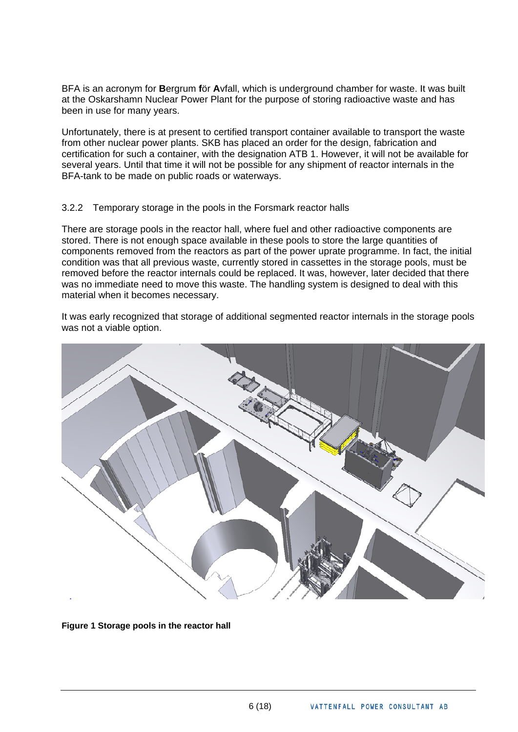BFA is an acronym for **B**ergrum **f**ör **A**vfall, which is underground chamber for waste. It was built at the Oskarshamn Nuclear Power Plant for the purpose of storing radioactive waste and has been in use for many years.

Unfortunately, there is at present to certified transport container available to transport the waste from other nuclear power plants. SKB has placed an order for the design, fabrication and certification for such a container, with the designation ATB 1. However, it will not be available for several years. Until that time it will not be possible for any shipment of reactor internals in the BFA-tank to be made on public roads or waterways.

### 3.2.2 Temporary storage in the pools in the Forsmark reactor halls

There are storage pools in the reactor hall, where fuel and other radioactive components are stored. There is not enough space available in these pools to store the large quantities of components removed from the reactors as part of the power uprate programme. In fact, the initial condition was that all previous waste, currently stored in cassettes in the storage pools, must be removed before the reactor internals could be replaced. It was, however, later decided that there was no immediate need to move this waste. The handling system is designed to deal with this material when it becomes necessary.

It was early recognized that storage of additional segmented reactor internals in the storage pools was not a viable option.

**Figure 1 Storage pools in the reactor hall**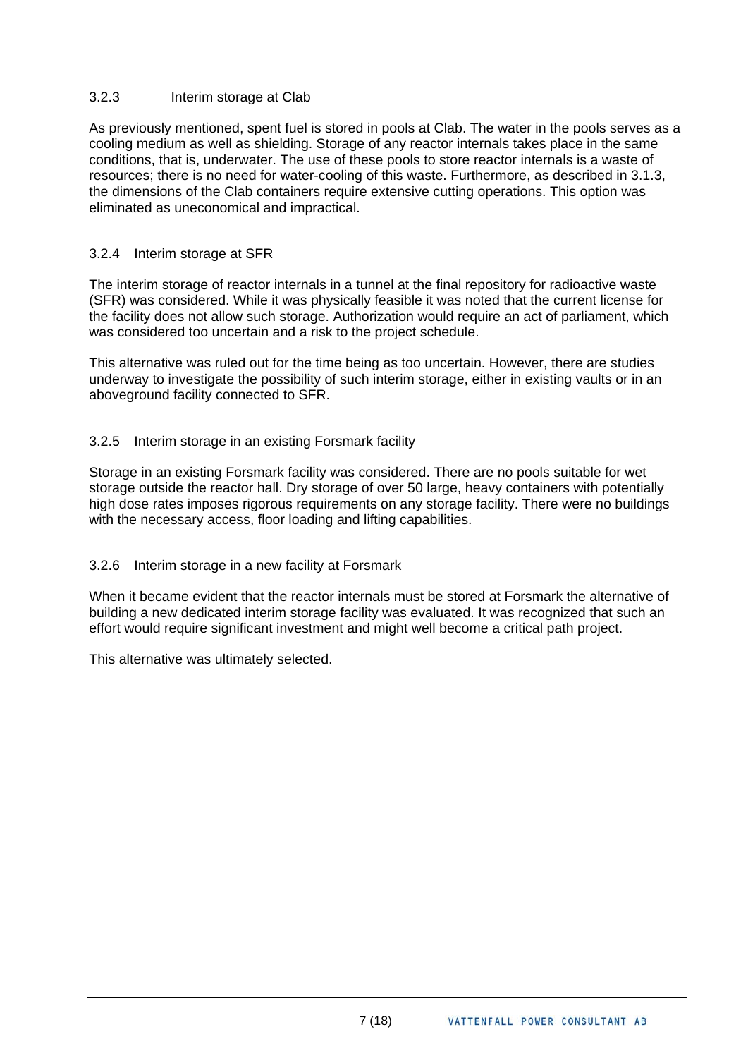### 3.2.3 Interim storage at Clab

As previously mentioned, spent fuel is stored in pools at Clab. The water in the pools serves as a cooling medium as well as shielding. Storage of any reactor internals takes place in the same conditions, that is, underwater. The use of these pools to store reactor internals is a waste of resources; there is no need for water-cooling of this waste. Furthermore, as described in 3.1.3, the dimensions of the Clab containers require extensive cutting operations. This option was eliminated as uneconomical and impractical.

### 3.2.4 Interim storage at SFR

The interim storage of reactor internals in a tunnel at the final repository for radioactive waste (SFR) was considered. While it was physically feasible it was noted that the current license for the facility does not allow such storage. Authorization would require an act of parliament, which was considered too uncertain and a risk to the project schedule.

This alternative was ruled out for the time being as too uncertain. However, there are studies underway to investigate the possibility of such interim storage, either in existing vaults or in an aboveground facility connected to SFR.

### 3.2.5 Interim storage in an existing Forsmark facility

Storage in an existing Forsmark facility was considered. There are no pools suitable for wet storage outside the reactor hall. Dry storage of over 50 large, heavy containers with potentially high dose rates imposes rigorous requirements on any storage facility. There were no buildings with the necessary access, floor loading and lifting capabilities.

### 3.2.6 Interim storage in a new facility at Forsmark

When it became evident that the reactor internals must be stored at Forsmark the alternative of building a new dedicated interim storage facility was evaluated. It was recognized that such an effort would require significant investment and might well become a critical path project.

This alternative was ultimately selected.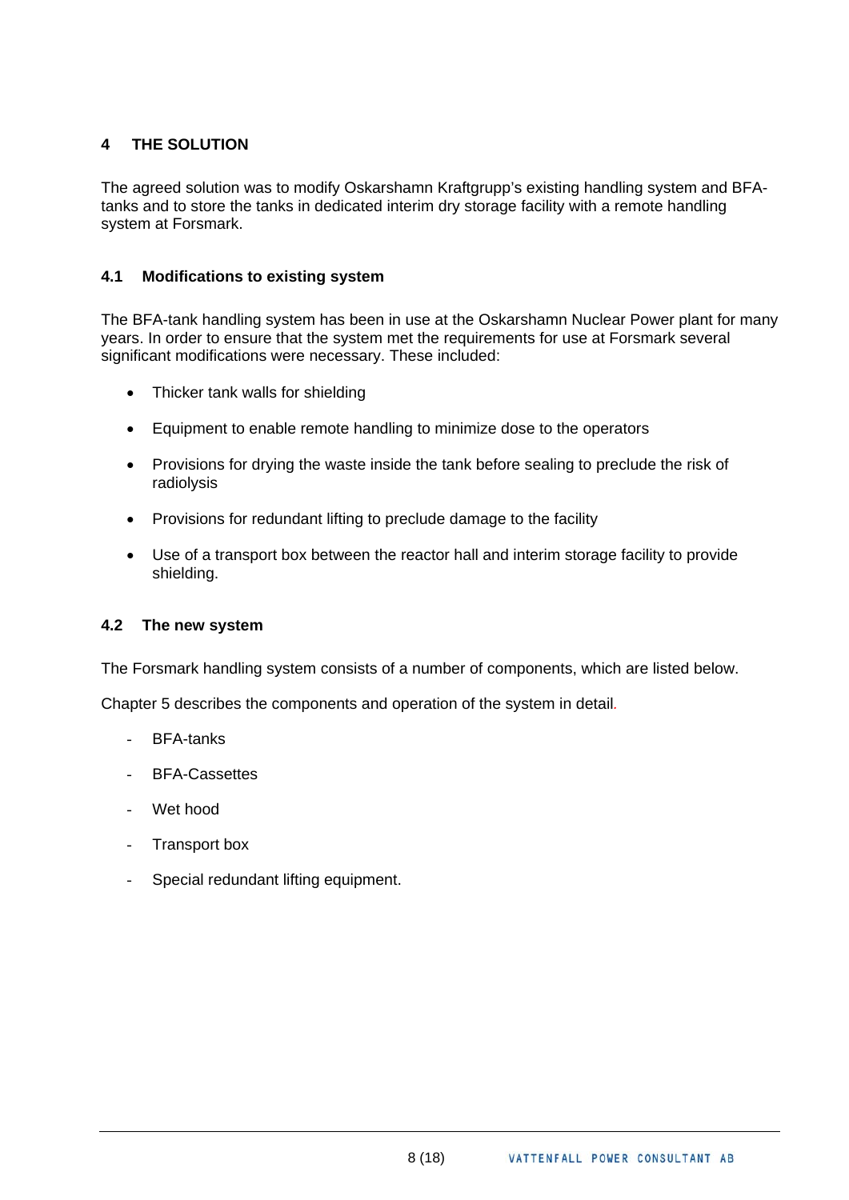## 4 THE SOLUTION

The agreed solution was to modify Oskarshamn Kraftgrupp's existing handling system and BFA-tanks and to store the tanks in dedicated interim dry storage facility with a remote handling system at Forsmark.

### 4.1 Modifications to existing system

The BFA-tank handling system has been in use at the Oskarshamn Nuclear Power plant for many years. In order to ensure that the system met the requirements for use at Forsmark several significant modifications were necessary. These included:

- Thicker tank walls for shielding
- Equipment to enable remote handling to minimize dose to the operators
- Provisions for drying the waste inside the tank before sealing to preclude the risk of radiolysis
- Provisions for redundant lifting to preclude damage to the facility
- Use of a transport box between the reactor hall and interim storage facility to provide shielding.

### 4.2 The new system

The Forsmark handling system consists of a number of components, which are listed below.

Chapter 5 describes the components and operation of the system in detail.

- BFA-tanks
- BFA-Cassettes
- Wet hood
- Transport box
- Special redundant lifting equipment.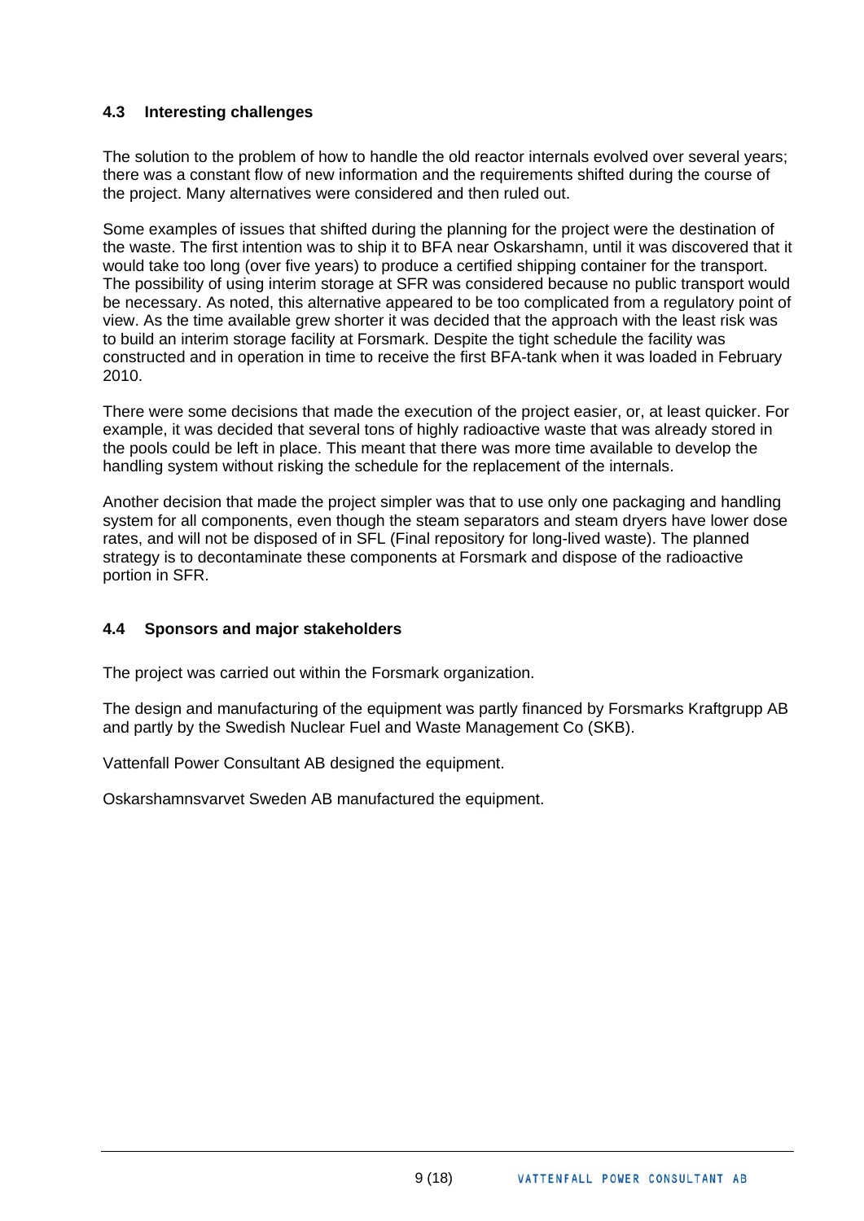## 4.3 Interesting challenges

The solution to the problem of how to handle the old reactor internals evolved over several years; there was a constant flow of new information and the requirements shifted during the course of the project. Many alternatives were considered and then ruled out.

Some examples of issues that shifted during the planning for the project were the destination of the waste. The first intention was to ship it to BFA near Oskarshamn, until it was discovered that it would take too long (over five years) to produce a certified shipping container for the transport. The possibility of using interim storage at SFR was considered because no public transport would be necessary. As noted, this alternative appeared to be too complicated from a regulatory point of view. As the time available grew shorter it was decided that the approach with the least risk was to build an interim storage facility at Forsmark. Despite the tight schedule the facility was constructed and in operation in time to receive the first BFA-tank when it was loaded in February 2010.

There were some decisions that made the execution of the project easier, or, at least quicker. For example, it was decided that several tons of highly radioactive waste that was already stored in the pools could be left in place. This meant that there was more time available to develop the handling system without risking the schedule for the replacement of the internals.

Another decision that made the project simpler was that to use only one packaging and handling system for all components, even though the steam separators and steam dryers have lower dose rates, and will not be disposed of in SFL (Final repository for long-lived waste). The planned strategy is to decontaminate these components at Forsmark and dispose of the radioactive portion in SFR.

## 4.4 Sponsors and major stakeholders

The project was carried out within the Forsmark organization.

The design and manufacturing of the equipment was partly financed by Forsmarks Kraftgrupp AB and partly by the Swedish Nuclear Fuel and Waste Management Co (SKB).

Vattenfall Power Consultant AB designed the equipment.

Oskarshamnsvarvet Sweden AB manufactured the equipment.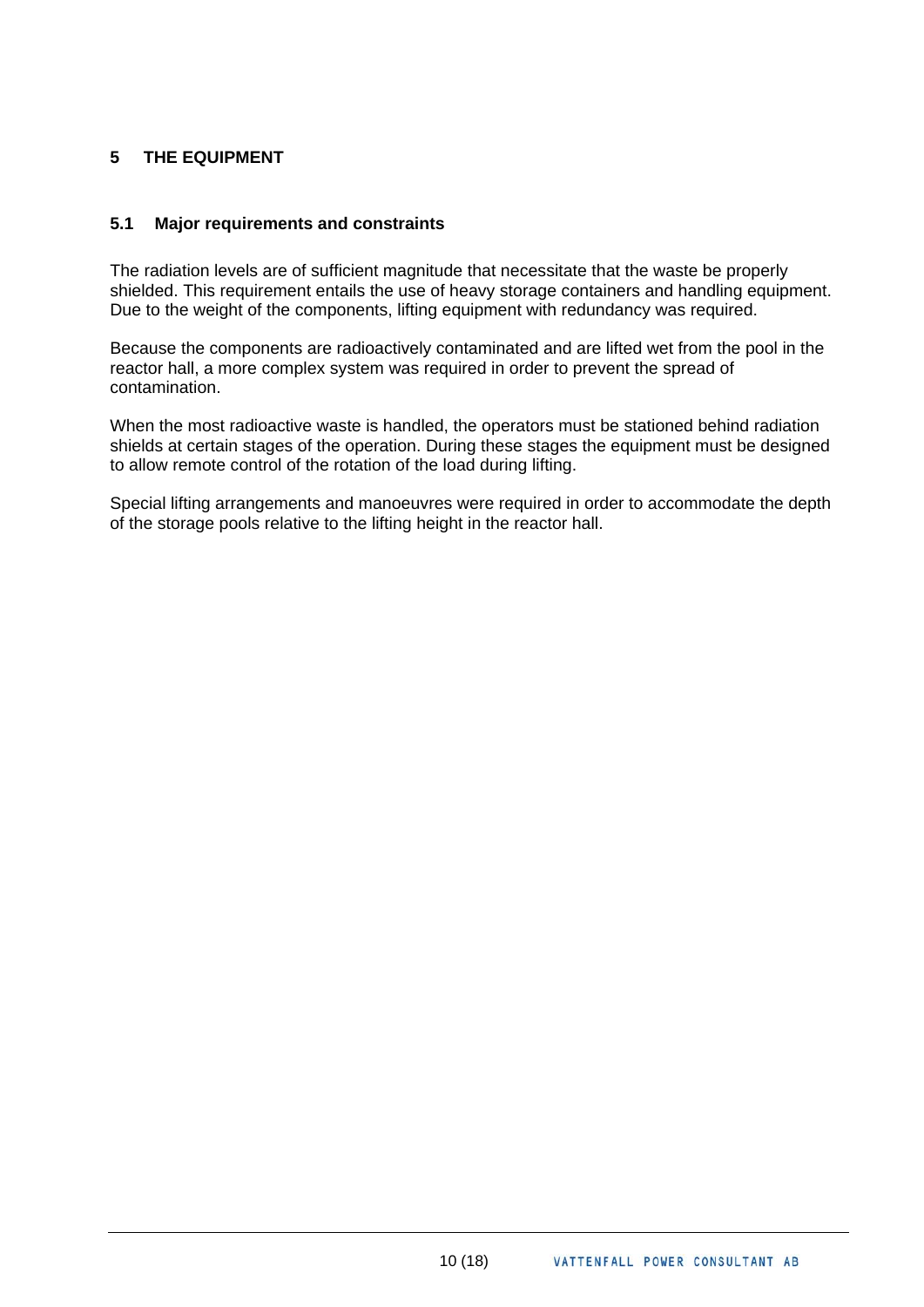# 5 THE EQUIPMENT

## 5.1 Major requirements and constraints

The radiation levels are of sufficient magnitude that necessitate that the waste be properly shielded. This requirement entails the use of heavy storage containers and handling equipment. Due to the weight of the components, lifting equipment with redundancy was required.

Because the components are radioactively contaminated and are lifted wet from the pool in the reactor hall, a more complex system was required in order to prevent the spread of contamination.

When the most radioactive waste is handled, the operators must be stationed behind radiation shields at certain stages of the operation. During these stages the equipment must be designed to allow remote control of the rotation of the load during lifting.

Special lifting arrangements and manoeuvres were required in order to accommodate the depth of the storage pools relative to the lifting height in the reactor hall.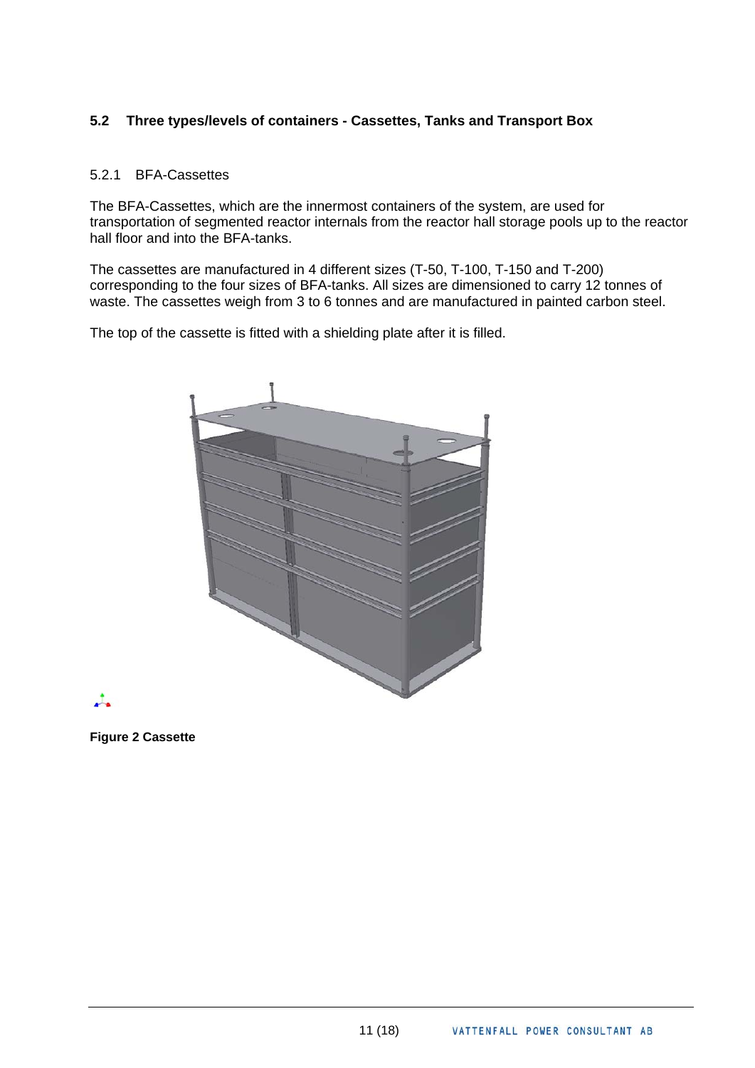### 5.2 Three types/levels of containers - Cassettes, Tanks and Transport Box

#### 5.2.1 BFA-Cassettes

The BFA-Cassettes, which are the innermost containers of the system, are used for transportation of segmented reactor internals from the reactor hall storage pools up to the reactor hall floor and into the BFA-tanks.

The cassettes are manufactured in 4 different sizes (T-50, T-100, T-150 and T-200) corresponding to the four sizes of BFA-tanks. All sizes are dimensioned to carry 12 tonnes of waste. The cassettes weigh from 3 to 6 tonnes and are manufactured in painted carbon steel.

The top of the cassette is fitted with a shielding plate after it is filled.

**Figure 2 Cassette**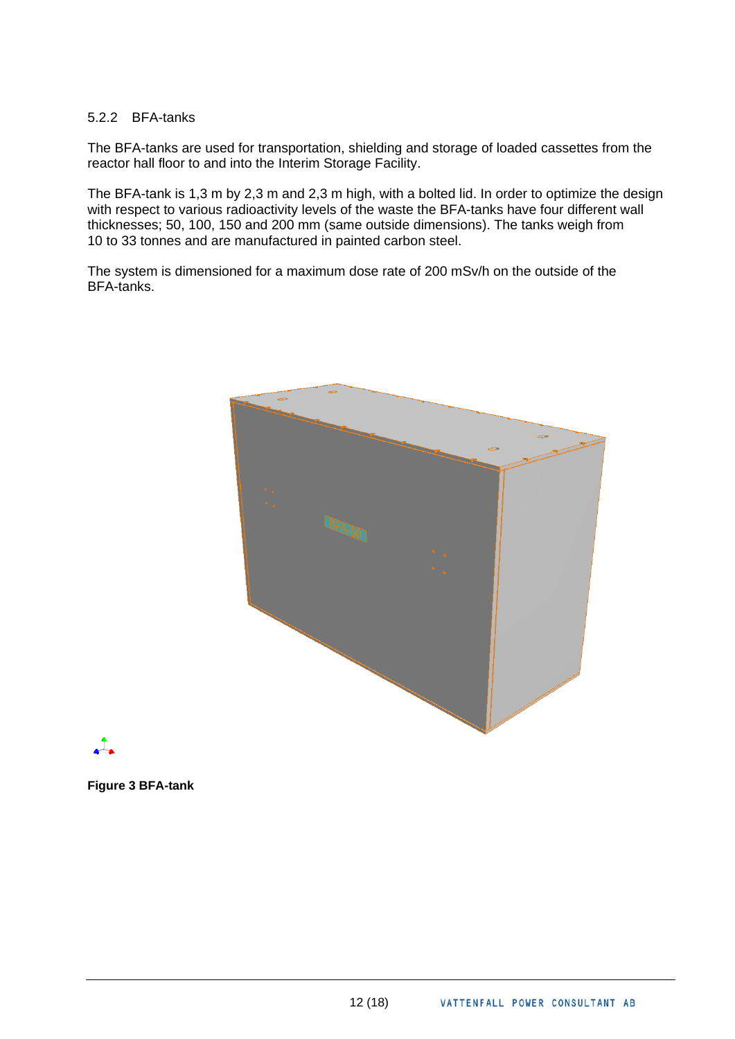### 5.2.2 BFA-tanks

The BFA-tanks are used for transportation, shielding and storage of loaded cassettes from the reactor hall floor to and into the Interim Storage Facility.

The BFA-tank is 1,3 m by 2,3 m and 2,3 m high, with a bolted lid. In order to optimize the design with respect to various radioactivity levels of the waste the BFA-tanks have four different wall thicknesses; 50, 100, 150 and 200 mm (same outside dimensions). The tanks weigh from 10 to 33 tonnes and are manufactured in painted carbon steel.

The system is dimensioned for a maximum dose rate of 200 mSv/h on the outside of the BFA-tanks.

**Figure 3 BFA-tank**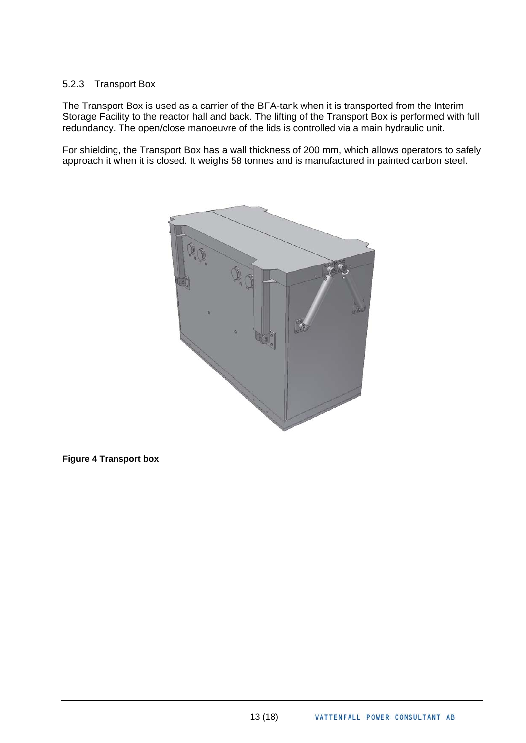### 5.2.3 Transport Box

The Transport Box is used as a carrier of the BFA-tank when it is transported from the Interim Storage Facility to the reactor hall and back. The lifting of the Transport Box is performed with full redundancy. The open/close manoeuvre of the lids is controlled via a main hydraulic unit.

For shielding, the Transport Box has a wall thickness of 200 mm, which allows operators to safely approach it when it is closed. It weighs 58 tonnes and is manufactured in painted carbon steel.

**Figure 4 Transport box**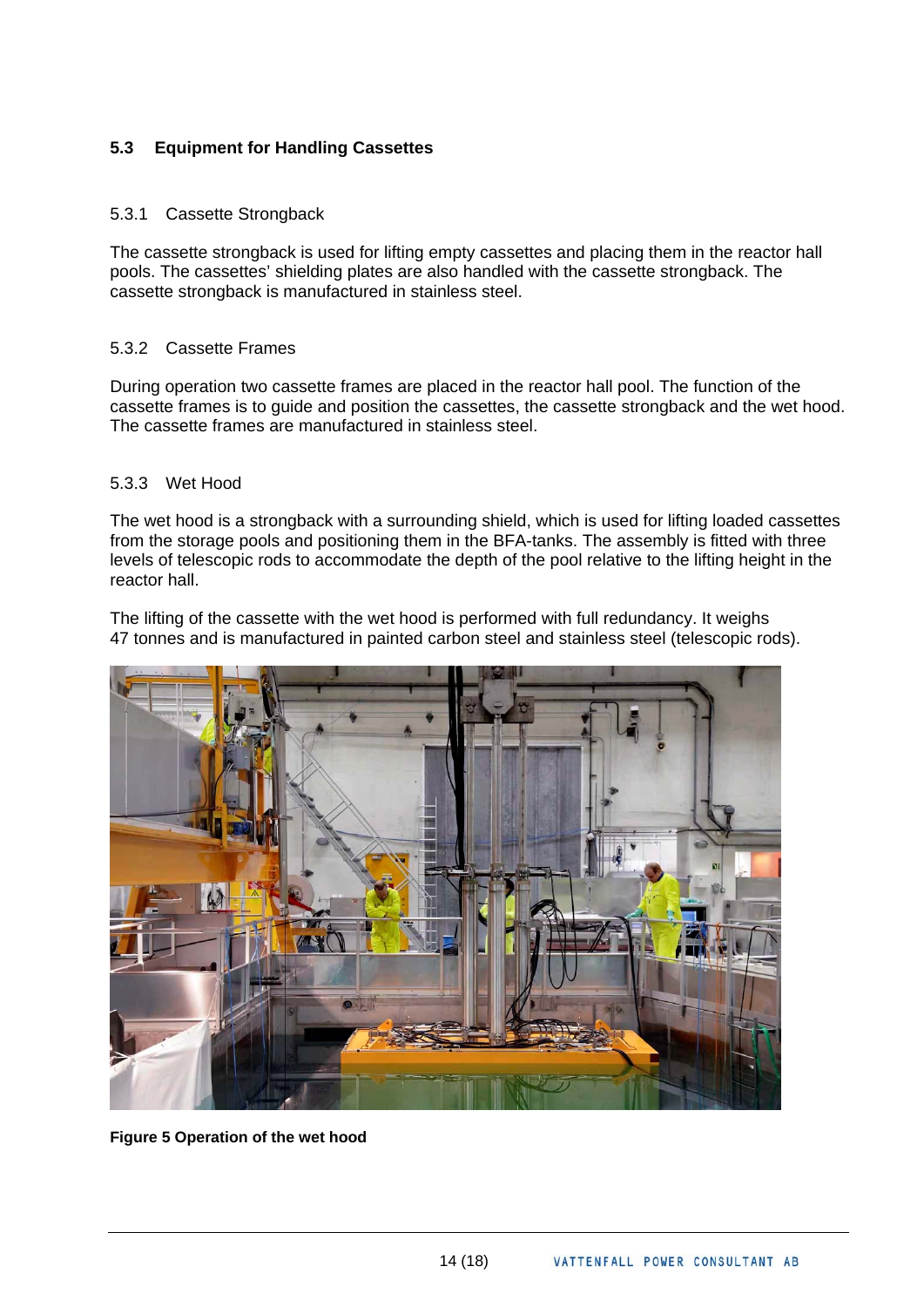## 5.3 Equipment for Handling Cassettes

### 5.3.1 Cassette Strongback

The cassette strongback is used for lifting empty cassettes and placing them in the reactor hall pools. The cassettes' shielding plates are also handled with the cassette strongback. The cassette strongback is manufactured in stainless steel.

### 5.3.2 Cassette Frames

During operation two cassette frames are placed in the reactor hall pool. The function of the cassette frames is to guide and position the cassettes, the cassette strongback and the wet hood. The cassette frames are manufactured in stainless steel.

### 5.3.3 Wet Hood

The wet hood is a strongback with a surrounding shield, which is used for lifting loaded cassettes from the storage pools and positioning them in the BFA-tanks. The assembly is fitted with three levels of telescopic rods to accommodate the depth of the pool relative to the lifting height in the reactor hall.

The lifting of the cassette with the wet hood is performed with full redundancy. It weighs 47 tonnes and is manufactured in painted carbon steel and stainless steel (telescopic rods).

**Figure 5 Operation of the wet hood**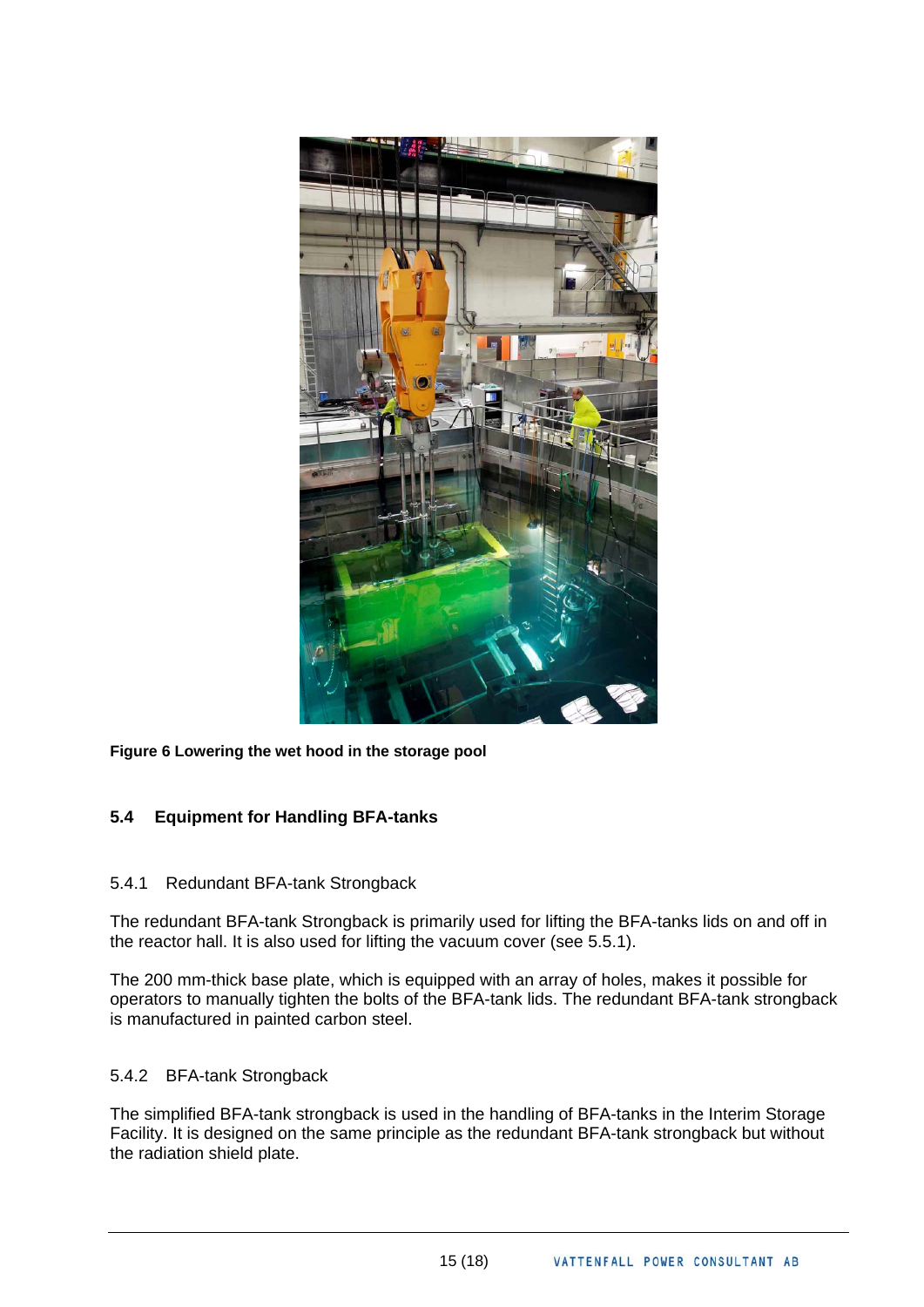**Figure 6 Lowering the wet hood in the storage pool**

## 5.4 Equipment for Handling BFA-tanks

### 5.4.1 Redundant BFA-tank Strongback

The redundant BFA-tank Strongback is primarily used for lifting the BFA-tanks lids on and off in the reactor hall. It is also used for lifting the vacuum cover (see 5.5.1).

The 200 mm-thick base plate, which is equipped with an array of holes, makes it possible for operators to manually tighten the bolts of the BFA-tank lids. The redundant BFA-tank strongback is manufactured in painted carbon steel.

### 5.4.2 BFA-tank Strongback

The simplified BFA-tank strongback is used in the handling of BFA-tanks in the Interim Storage Facility. It is designed on the same principle as the redundant BFA-tank strongback but without the radiation shield plate.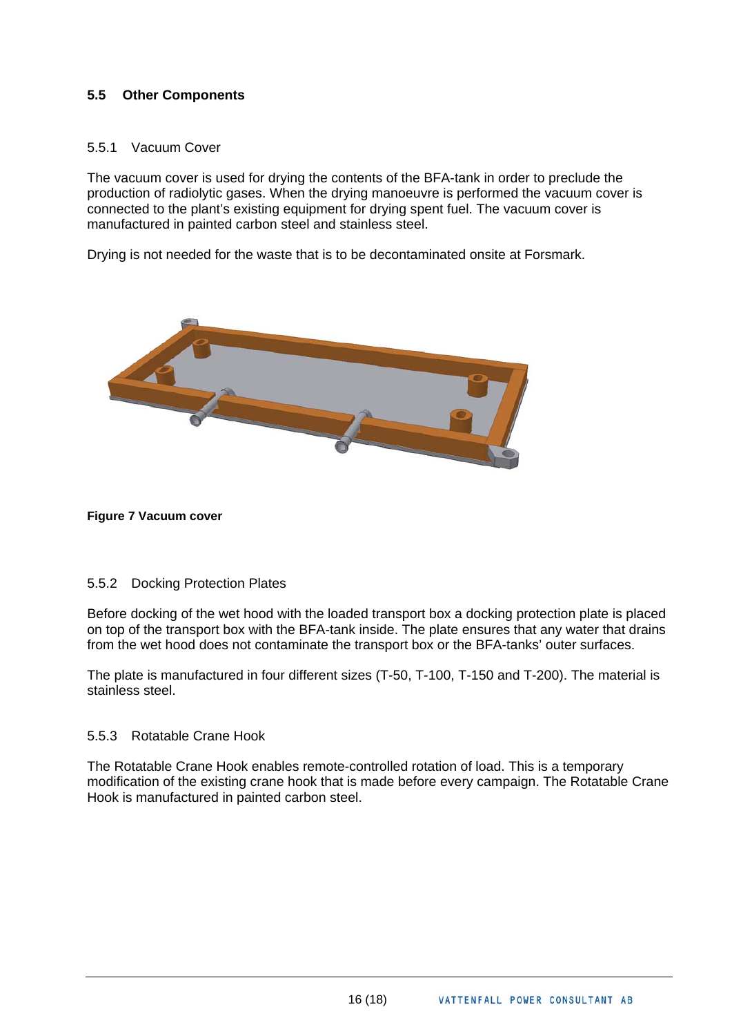## 5.5 Other Components

### 5.5.1 Vacuum Cover

The vacuum cover is used for drying the contents of the BFA-tank in order to preclude the production of radiolytic gases. When the drying manoeuvre is performed the vacuum cover is connected to the plant's existing equipment for drying spent fuel. The vacuum cover is manufactured in painted carbon steel and stainless steel.

Drying is not needed for the waste that is to be decontaminated onsite at Forsmark.

**Figure 7 Vacuum cover**

### 5.5.2 Docking Protection Plates

Before docking of the wet hood with the loaded transport box a docking protection plate is placed on top of the transport box with the BFA-tank inside. The plate ensures that any water that drains from the wet hood does not contaminate the transport box or the BFA-tanks' outer surfaces.

The plate is manufactured in four different sizes (T-50, T-100, T-150 and T-200). The material is stainless steel.

### 5.5.3 Rotatable Crane Hook

The Rotatable Crane Hook enables remote-controlled rotation of load. This is a temporary modification of the existing crane hook that is made before every campaign. The Rotatable Crane Hook is manufactured in painted carbon steel.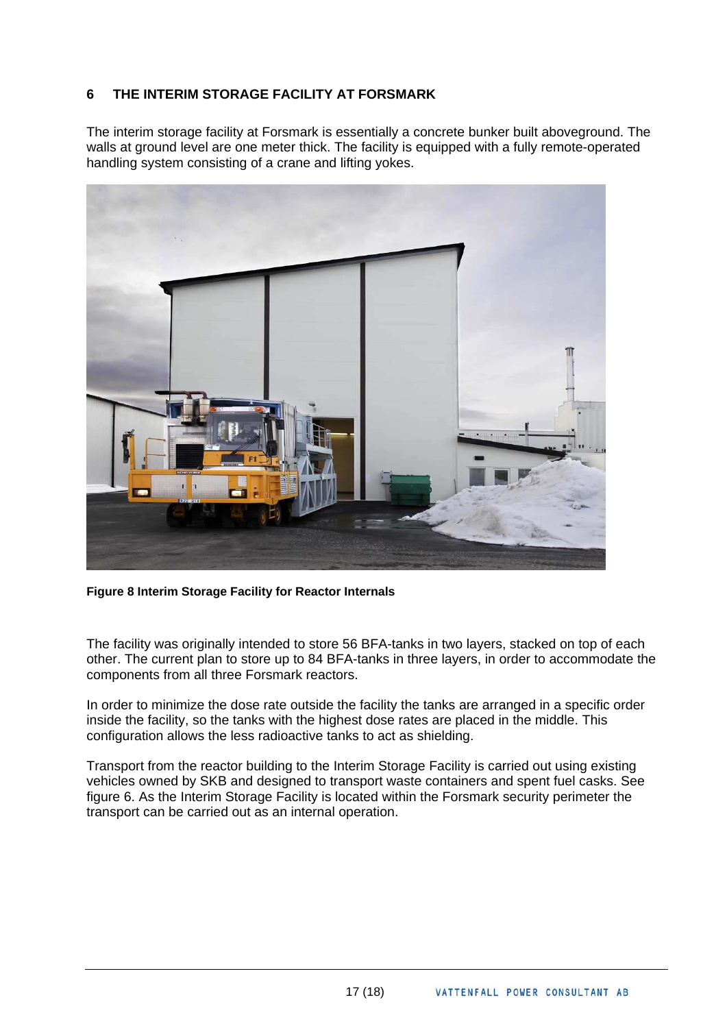## 6 THE INTERIM STORAGE FACILITY AT FORSMARK

The interim storage facility at Forsmark is essentially a concrete bunker built aboveground. The walls at ground level are one meter thick. The facility is equipped with a fully remote-operated handling system consisting of a crane and lifting yokes.

**Figure 8 Interim Storage Facility for Reactor Internals**

The facility was originally intended to store 56 BFA-tanks in two layers, stacked on top of each other. The current plan to store up to 84 BFA-tanks in three layers, in order to accommodate the components from all three Forsmark reactors.

In order to minimize the dose rate outside the facility the tanks are arranged in a specific order inside the facility, so the tanks with the highest dose rates are placed in the middle. This configuration allows the less radioactive tanks to act as shielding.

Transport from the reactor building to the Interim Storage Facility is carried out using existing vehicles owned by SKB and designed to transport waste containers and spent fuel casks. See figure 6. As the Interim Storage Facility is located within the Forsmark security perimeter the transport can be carried out as an internal operation.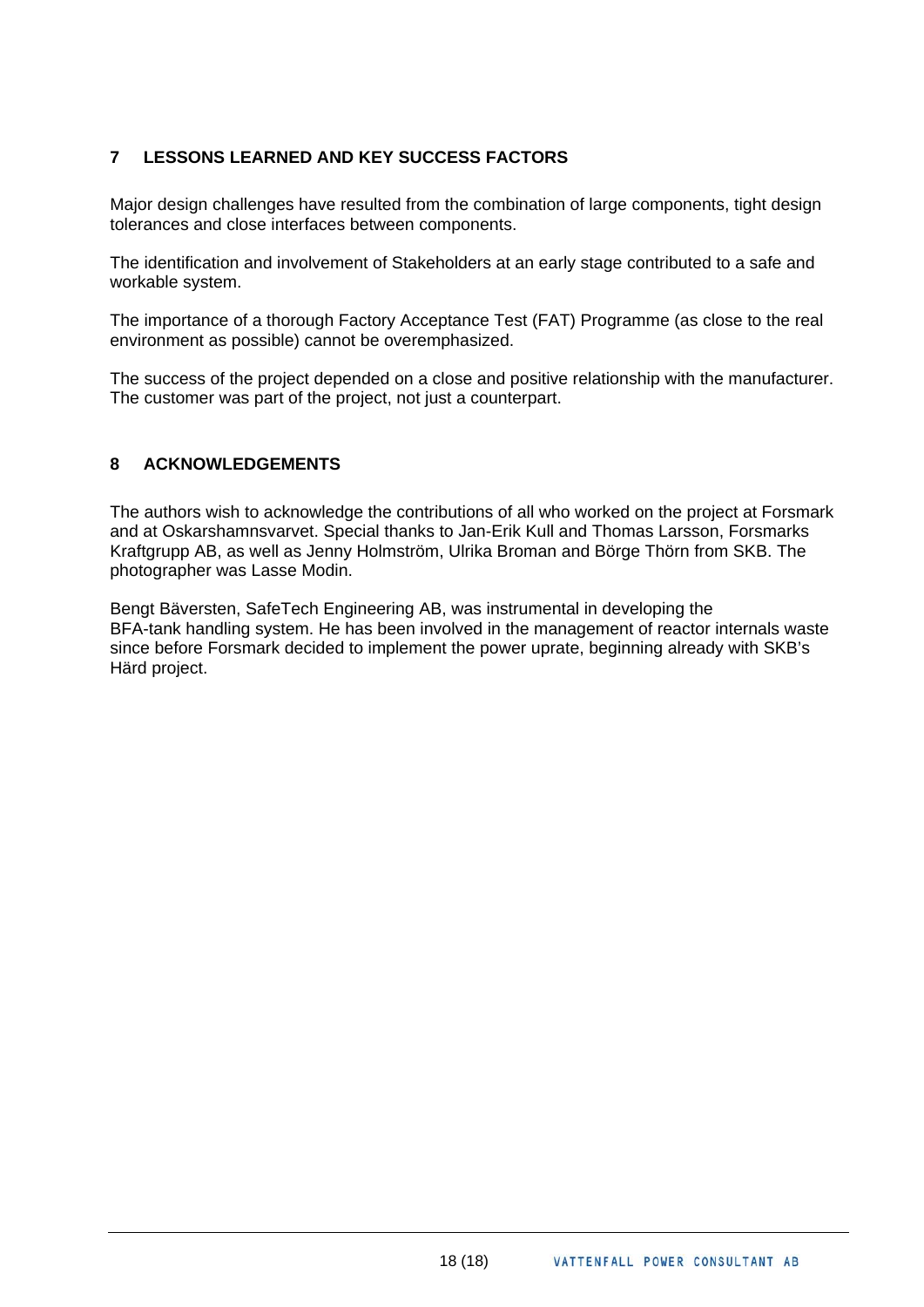## 7 LESSONS LEARNED AND KEY SUCCESS FACTORS

Major design challenges have resulted from the combination of large components, tight design tolerances and close interfaces between components.

The identification and involvement of Stakeholders at an early stage contributed to a safe and workable system.

The importance of a thorough Factory Acceptance Test (FAT) Programme (as close to the real environment as possible) cannot be overemphasized.

The success of the project depended on a close and positive relationship with the manufacturer. The customer was part of the project, not just a counterpart.

## 8 ACKNOWLEDGEMENTS

The authors wish to acknowledge the contributions of all who worked on the project at Forsmark and at Oskarshamnsvarvet. Special thanks to Jan-Erik Kull and Thomas Larsson, Forsmarks Kraftgrupp AB, as well as Jenny Holmström, Ulrika Broman and Börge Thörn from SKB. The photographer was Lasse Modin.

Bengt Bäversten, SafeTech Engineering AB, was instrumental in developing the BFA-tank handling system. He has been involved in the management of reactor internals waste since before Forsmark decided to implement the power uprate, beginning already with SKB's Härd project.